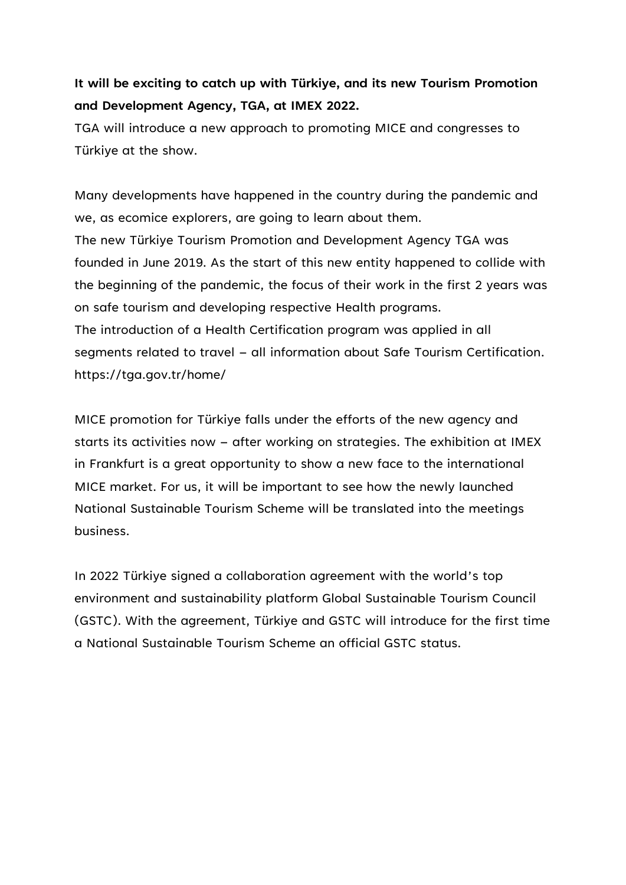**It will be exciting to catch up with Türkiye, and its new Tourism Promotion and Development Agency, TGA, at IMEX 2022.**

TGA will introduce a new approach to promoting MICE and congresses to Türkiye at the show.

Many developments have happened in the country during the pandemic and we, as ecomice explorers, are going to learn about them.

The new Türkiye Tourism Promotion and Development Agency TGA was founded in June 2019. As the start of this new entity happened to collide with the beginning of the pandemic, the focus of their work in the first 2 years was on safe tourism and developing respective Health programs.

The introduction of a Health Certification program was applied in all segments related to travel – all information about Safe Tourism Certification. https://tga.gov.tr/home/

MICE promotion for Türkiye falls under the efforts of the new agency and starts its activities now – after working on strategies. The exhibition at IMEX in Frankfurt is a great opportunity to show a new face to the international MICE market. For us, it will be important to see how the newly launched National Sustainable Tourism Scheme will be translated into the meetings business.

In 2022 Türkiye signed a collaboration agreement with the world's top environment and sustainability platform Global Sustainable Tourism Council (GSTC). With the agreement, Türkiye and GSTC will introduce for the first time a National Sustainable Tourism Scheme an official GSTC status.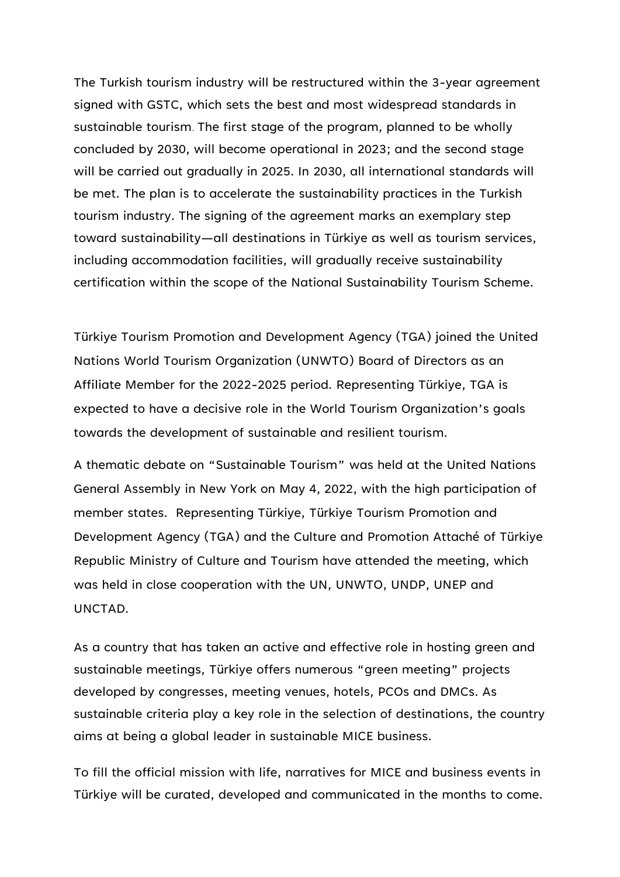The Turkish tourism industry will be restructured within the 3-year agreement signed with GSTC, which sets the best and most widespread standards in sustainable tourism. The first stage of the program, planned to be wholly concluded by 2030, will become operational in 2023; and the second stage will be carried out gradually in 2025. In 2030, all international standards will be met. The plan is to accelerate the sustainability practices in the Turkish tourism industry. The signing of the agreement marks an exemplary step toward sustainability—all destinations in Türkiye as well as tourism services, including accommodation facilities, will gradually receive sustainability certification within the scope of the National Sustainability Tourism Scheme.

Türkiye Tourism Promotion and Development Agency (TGA) joined the United Nations World Tourism Organization (UNWTO) Board of Directors as an Affiliate Member for the 2022-2025 period. Representing Türkiye, TGA is expected to have a decisive role in the World Tourism Organization's goals towards the development of sustainable and resilient tourism.

A thematic debate on "Sustainable Tourism" was held at the United Nations General Assembly in New York on May 4, 2022, with the high participation of member states. Representing Türkiye, Türkiye Tourism Promotion and Development Agency (TGA) and the Culture and Promotion Attaché of Türkiye Republic Ministry of Culture and Tourism have attended the meeting, which was held in close cooperation with the UN, UNWTO, UNDP, UNEP and UNCTAD.

As a country that has taken an active and effective role in hosting green and sustainable meetings, Türkiye offers numerous "green meeting" projects developed by congresses, meeting venues, hotels, PCOs and DMCs. As sustainable criteria play a key role in the selection of destinations, the country aims at being a global leader in sustainable MICE business.

To fill the official mission with life, narratives for MICE and business events in Türkiye will be curated, developed and communicated in the months to come.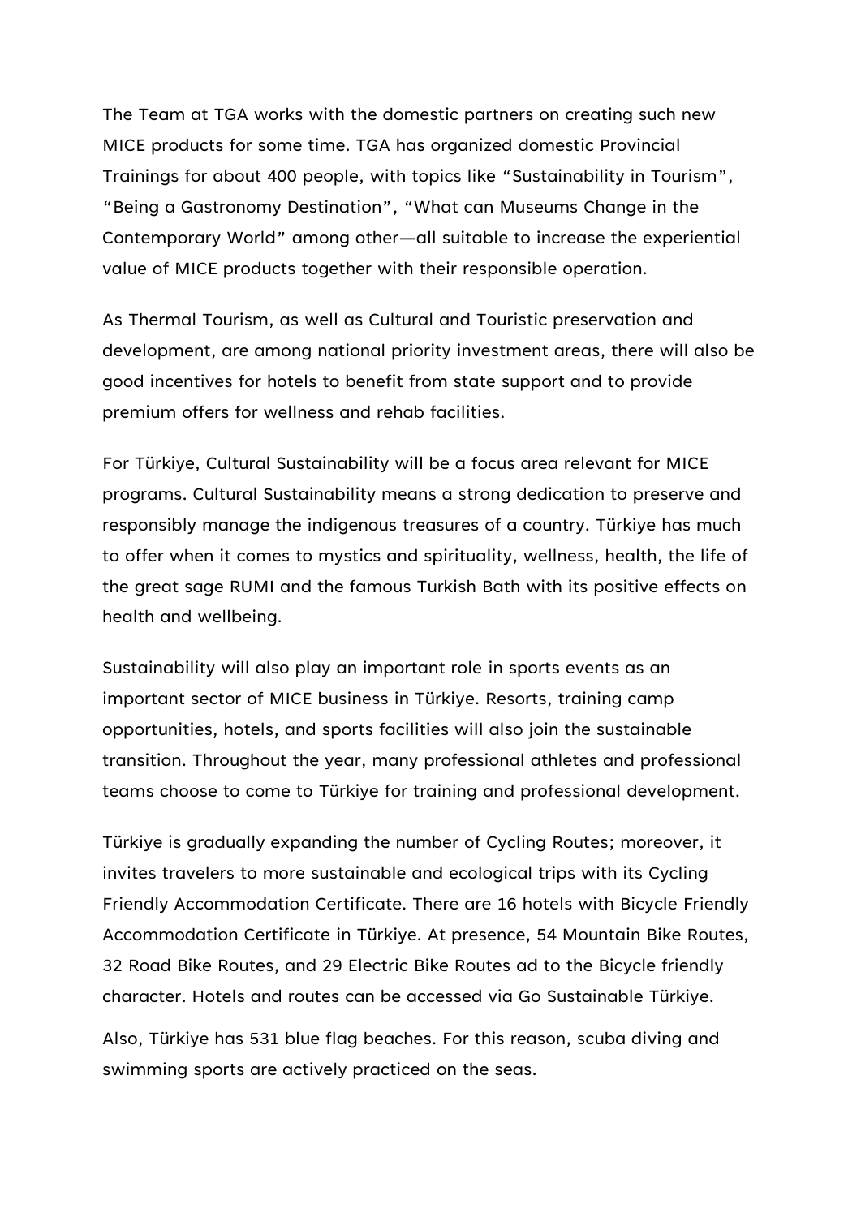The Team at TGA works with the domestic partners on creating such new MICE products for some time. TGA has organized domestic Provincial Trainings for about 400 people, with topics like "Sustainability in Tourism", "Being a Gastronomy Destination", "What can Museums Change in the Contemporary World" among other—all suitable to increase the experiential value of MICE products together with their responsible operation.

As Thermal Tourism, as well as Cultural and Touristic preservation and development, are among national priority investment areas, there will also be good incentives for hotels to benefit from state support and to provide premium offers for wellness and rehab facilities.

For Türkiye, Cultural Sustainability will be a focus area relevant for MICE programs. Cultural Sustainability means a strong dedication to preserve and responsibly manage the indigenous treasures of a country. Türkiye has much to offer when it comes to mystics and spirituality, wellness, health, the life of the great sage RUMI and the famous Turkish Bath with its positive effects on health and wellbeing.

Sustainability will also play an important role in sports events as an important sector of MICE business in Türkiye. Resorts, training camp opportunities, hotels, and sports facilities will also join the sustainable transition. Throughout the year, many professional athletes and professional teams choose to come to Türkiye for training and professional development.

Türkiye is gradually expanding the number of Cycling Routes; moreover, it invites travelers to more sustainable and ecological trips with its Cycling Friendly Accommodation Certificate. There are 16 hotels with Bicycle Friendly Accommodation Certificate in Türkiye. At presence, 54 Mountain Bike Routes, 32 Road Bike Routes, and 29 Electric Bike Routes ad to the Bicycle friendly character. Hotels and routes can be accessed via Go Sustainable Türkiye.

Also, Türkiye has 531 blue flag beaches. For this reason, scuba diving and swimming sports are actively practiced on the seas.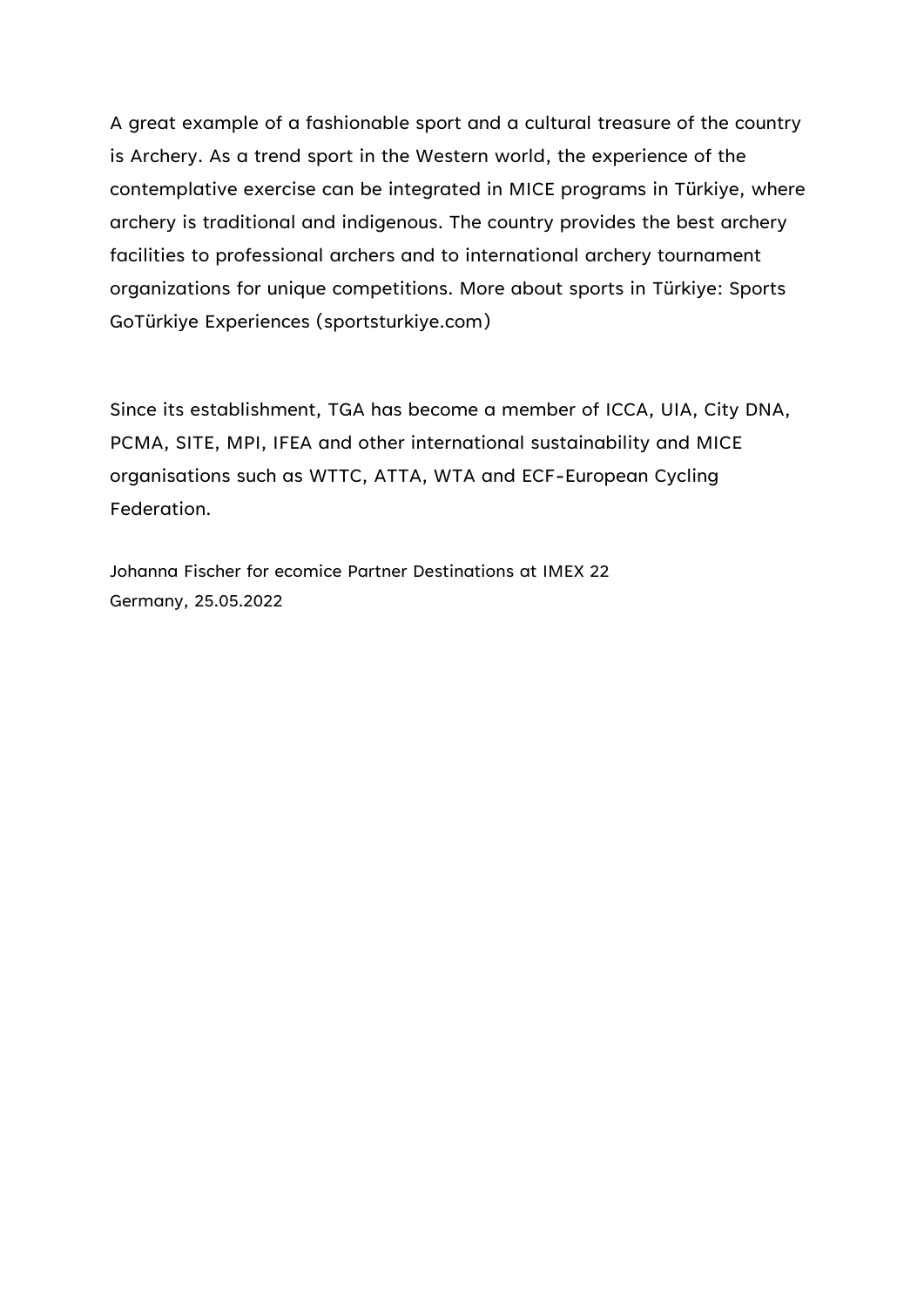A great example of a fashionable sport and a cultural treasure of the country is Archery. As a trend sport in the Western world, the experience of the contemplative exercise can be integrated in MICE programs in Türkiye, where archery is traditional and indigenous. The country provides the best archery facilities to professional archers and to international archery tournament organizations for unique competitions. More about sports in Türkiye: Sports GoTürkiye Experiences (sportsturkiye.com)

Since its establishment, TGA has become a member of ICCA, UIA, City DNA, PCMA, SITE, MPI, IFEA and other international sustainability and MICE organisations such as WTTC, ATTA, WTA and ECF-European Cycling Federation.

Johanna Fischer for ecomice Partner Destinations at IMEX 22
Germany, 25.05.2022